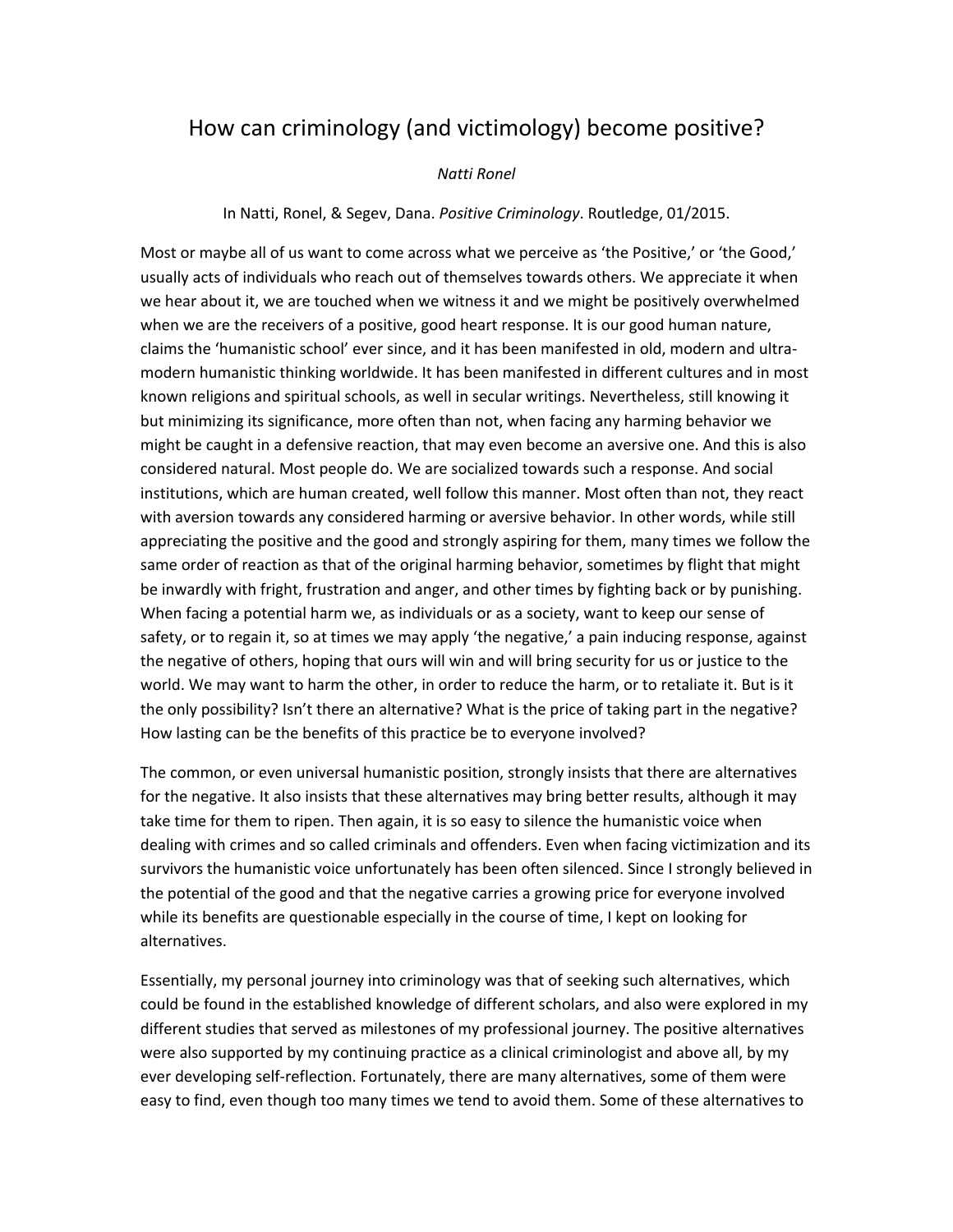# How can criminology (and victimology) become positive?

*Natti Ronel*

In Natti, Ronel, & Segev, Dana. *Positive Criminology*. Routledge, 01/2015.

Most or maybe all of us want to come across what we perceive as 'the Positive,' or 'the Good,' usually acts of individuals who reach out of themselves towards others. We appreciate it when we hear about it, we are touched when we witness it and we might be positively overwhelmed when we are the receivers of a positive, good heart response. It is our good human nature, claims the 'humanistic school' ever since, and it has been manifested in old, modern and ultra-modern humanistic thinking worldwide. It has been manifested in different cultures and in most known religions and spiritual schools, as well in secular writings. Nevertheless, still knowing it but minimizing its significance, more often than not, when facing any harming behavior we might be caught in a defensive reaction, that may even become an aversive one. And this is also considered natural. Most people do. We are socialized towards such a response. And social institutions, which are human created, well follow this manner. Most often than not, they react with aversion towards any considered harming or aversive behavior. In other words, while still appreciating the positive and the good and strongly aspiring for them, many times we follow the same order of reaction as that of the original harming behavior, sometimes by flight that might be inwardly with fright, frustration and anger, and other times by fighting back or by punishing. When facing a potential harm we, as individuals or as a society, want to keep our sense of safety, or to regain it, so at times we may apply 'the negative,' a pain inducing response, against the negative of others, hoping that ours will win and will bring security for us or justice to the world. We may want to harm the other, in order to reduce the harm, or to retaliate it. But is it the only possibility? Isn't there an alternative? What is the price of taking part in the negative? How lasting can be the benefits of this practice be to everyone involved?

The common, or even universal humanistic position, strongly insists that there are alternatives for the negative. It also insists that these alternatives may bring better results, although it may take time for them to ripen. Then again, it is so easy to silence the humanistic voice when dealing with crimes and so called criminals and offenders. Even when facing victimization and its survivors the humanistic voice unfortunately has been often silenced. Since I strongly believed in the potential of the good and that the negative carries a growing price for everyone involved while its benefits are questionable especially in the course of time, I kept on looking for alternatives.

Essentially, my personal journey into criminology was that of seeking such alternatives, which could be found in the established knowledge of different scholars, and also were explored in my different studies that served as milestones of my professional journey. The positive alternatives were also supported by my continuing practice as a clinical criminologist and above all, by my ever developing self-reflection. Fortunately, there are many alternatives, some of them were easy to find, even though too many times we tend to avoid them. Some of these alternatives to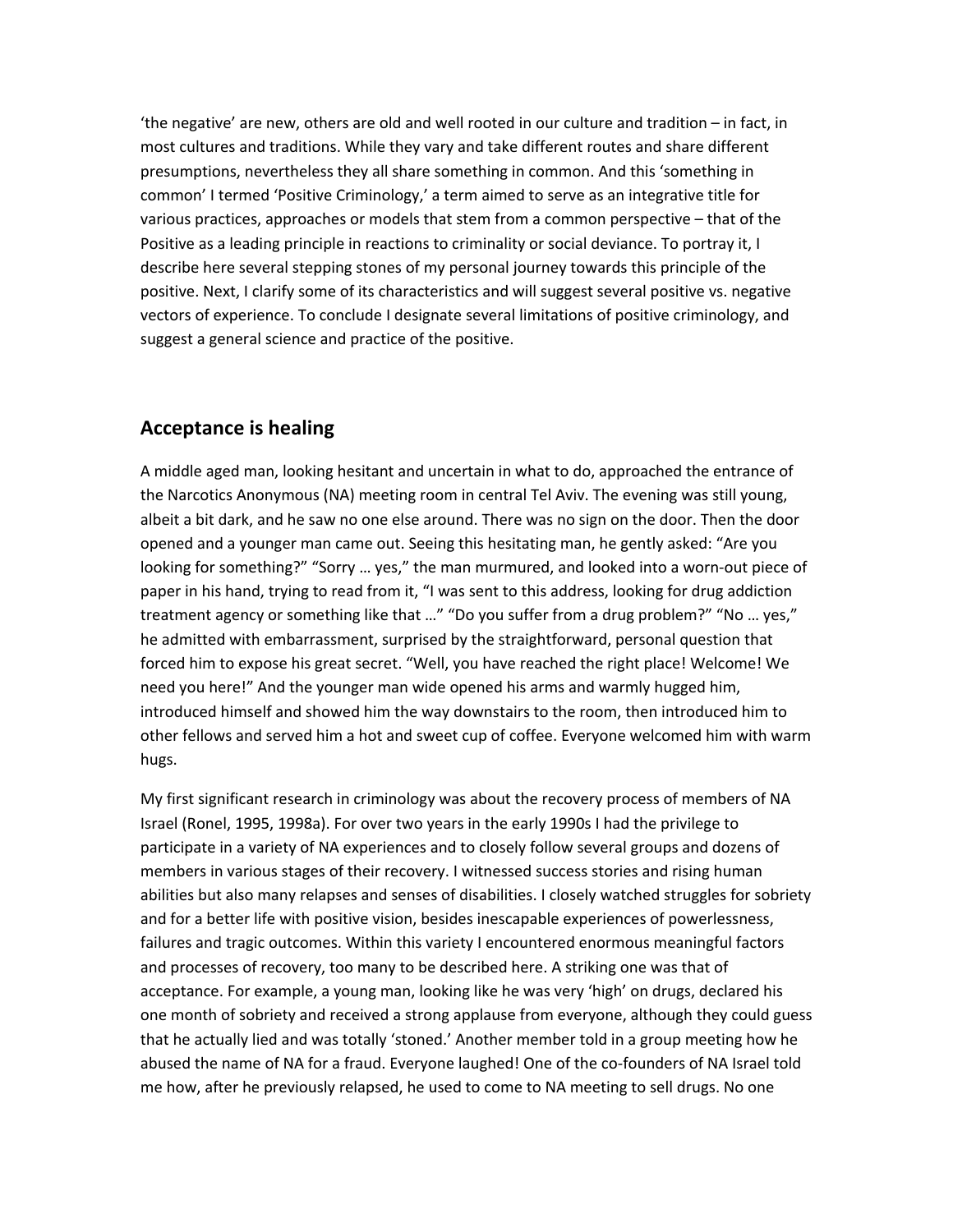‘the negative’ are new, others are old and well rooted in our culture and tradition – in fact, in most cultures and traditions. While they vary and take different routes and share different presumptions, nevertheless they all share something in common. And this ‘something in common’ I termed ‘Positive Criminology,’ a term aimed to serve as an integrative title for various practices, approaches or models that stem from a common perspective – that of the Positive as a leading principle in reactions to criminality or social deviance. To portray it, I describe here several stepping stones of my personal journey towards this principle of the positive. Next, I clarify some of its characteristics and will suggest several positive vs. negative vectors of experience. To conclude I designate several limitations of positive criminology, and suggest a general science and practice of the positive.

## Acceptance is healing

A middle aged man, looking hesitant and uncertain in what to do, approached the entrance of the Narcotics Anonymous (NA) meeting room in central Tel Aviv. The evening was still young, albeit a bit dark, and he saw no one else around. There was no sign on the door. Then the door opened and a younger man came out. Seeing this hesitating man, he gently asked: “Are you looking for something?” “Sorry … yes,” the man murmured, and looked into a worn-out piece of paper in his hand, trying to read from it, “I was sent to this address, looking for drug addiction treatment agency or something like that …” “Do you suffer from a drug problem?” “No … yes,” he admitted with embarrassment, surprised by the straightforward, personal question that forced him to expose his great secret. “Well, you have reached the right place! Welcome! We need you here!” And the younger man wide opened his arms and warmly hugged him, introduced himself and showed him the way downstairs to the room, then introduced him to other fellows and served him a hot and sweet cup of coffee. Everyone welcomed him with warm hugs.

My first significant research in criminology was about the recovery process of members of NA Israel (Ronel, 1995, 1998a). For over two years in the early 1990s I had the privilege to participate in a variety of NA experiences and to closely follow several groups and dozens of members in various stages of their recovery. I witnessed success stories and rising human abilities but also many relapses and senses of disabilities. I closely watched struggles for sobriety and for a better life with positive vision, besides inescapable experiences of powerlessness, failures and tragic outcomes. Within this variety I encountered enormous meaningful factors and processes of recovery, too many to be described here. A striking one was that of acceptance. For example, a young man, looking like he was very ‘high’ on drugs, declared his one month of sobriety and received a strong applause from everyone, although they could guess that he actually lied and was totally ‘stoned.’ Another member told in a group meeting how he abused the name of NA for a fraud. Everyone laughed! One of the co-founders of NA Israel told me how, after he previously relapsed, he used to come to NA meeting to sell drugs. No one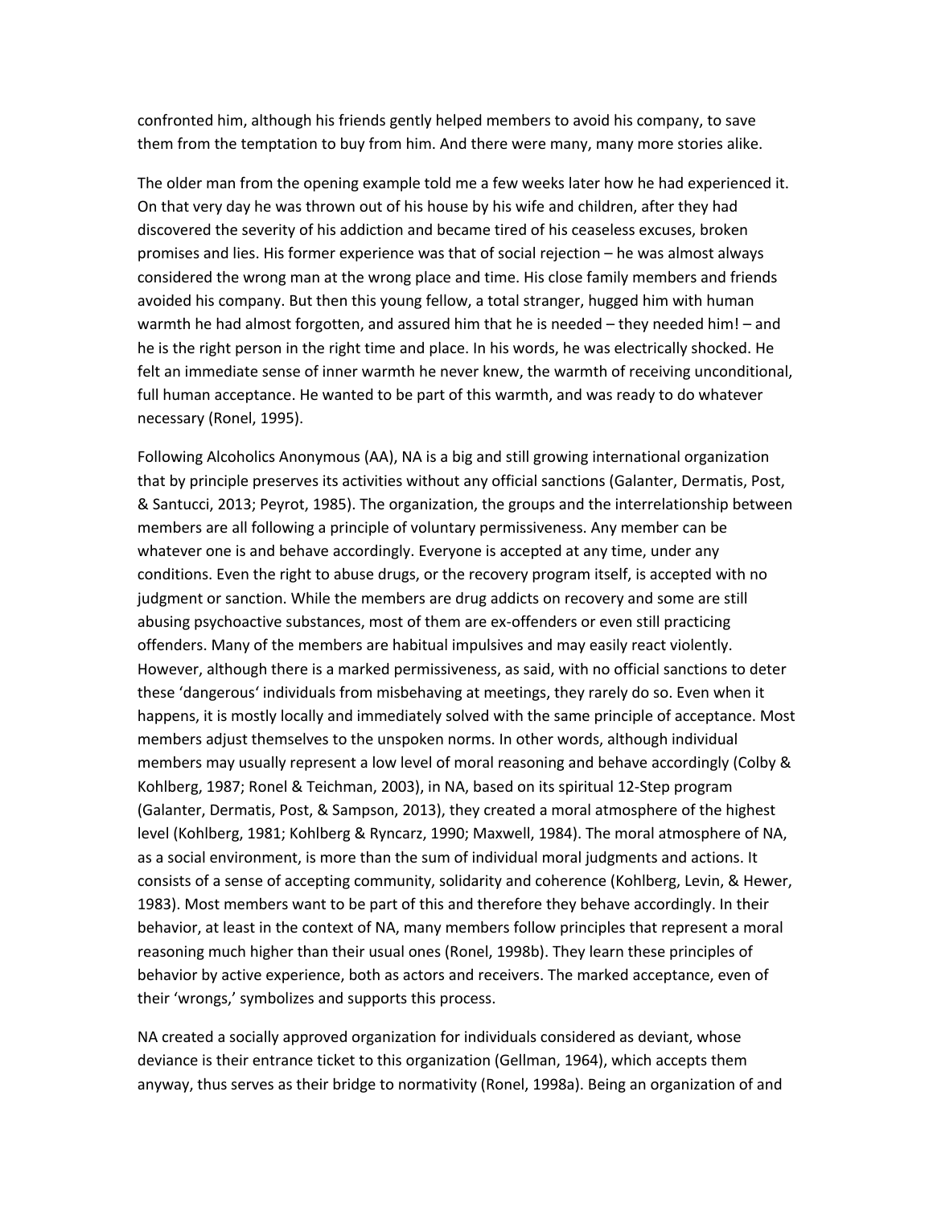confronted him, although his friends gently helped members to avoid his company, to save them from the temptation to buy from him. And there were many, many more stories alike.

The older man from the opening example told me a few weeks later how he had experienced it. On that very day he was thrown out of his house by his wife and children, after they had discovered the severity of his addiction and became tired of his ceaseless excuses, broken promises and lies. His former experience was that of social rejection – he was almost always considered the wrong man at the wrong place and time. His close family members and friends avoided his company. But then this young fellow, a total stranger, hugged him with human warmth he had almost forgotten, and assured him that he is needed – they needed him! – and he is the right person in the right time and place. In his words, he was electrically shocked. He felt an immediate sense of inner warmth he never knew, the warmth of receiving unconditional, full human acceptance. He wanted to be part of this warmth, and was ready to do whatever necessary (Ronel, 1995).

Following Alcoholics Anonymous (AA), NA is a big and still growing international organization that by principle preserves its activities without any official sanctions (Galanter, Dermatis, Post, & Santucci, 2013; Peyrot, 1985). The organization, the groups and the interrelationship between members are all following a principle of voluntary permissiveness. Any member can be whatever one is and behave accordingly. Everyone is accepted at any time, under any conditions. Even the right to abuse drugs, or the recovery program itself, is accepted with no judgment or sanction. While the members are drug addicts on recovery and some are still abusing psychoactive substances, most of them are ex-offenders or even still practicing offenders. Many of the members are habitual impulsives and may easily react violently. However, although there is a marked permissiveness, as said, with no official sanctions to deter these 'dangerous' individuals from misbehaving at meetings, they rarely do so. Even when it happens, it is mostly locally and immediately solved with the same principle of acceptance. Most members adjust themselves to the unspoken norms. In other words, although individual members may usually represent a low level of moral reasoning and behave accordingly (Colby & Kohlberg, 1987; Ronel & Teichman, 2003), in NA, based on its spiritual 12-Step program (Galanter, Dermatis, Post, & Sampson, 2013), they created a moral atmosphere of the highest level (Kohlberg, 1981; Kohlberg & Ryncarz, 1990; Maxwell, 1984). The moral atmosphere of NA, as a social environment, is more than the sum of individual moral judgments and actions. It consists of a sense of accepting community, solidarity and coherence (Kohlberg, Levin, & Hewer, 1983). Most members want to be part of this and therefore they behave accordingly. In their behavior, at least in the context of NA, many members follow principles that represent a moral reasoning much higher than their usual ones (Ronel, 1998b). They learn these principles of behavior by active experience, both as actors and receivers. The marked acceptance, even of their 'wrongs,' symbolizes and supports this process.

NA created a socially approved organization for individuals considered as deviant, whose deviance is their entrance ticket to this organization (Gellman, 1964), which accepts them anyway, thus serves as their bridge to normativity (Ronel, 1998a). Being an organization of and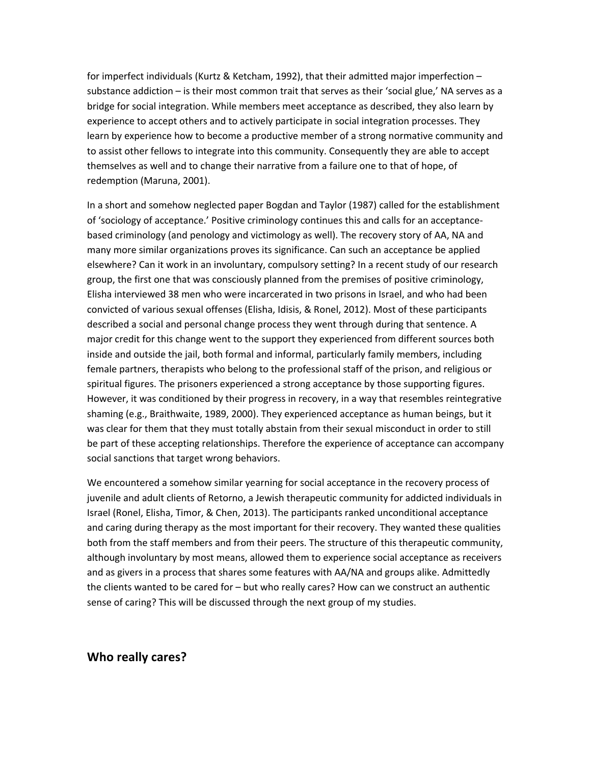for imperfect individuals (Kurtz & Ketcham, 1992), that their admitted major imperfection – substance addiction – is their most common trait that serves as their 'social glue,' NA serves as a bridge for social integration. While members meet acceptance as described, they also learn by experience to accept others and to actively participate in social integration processes. They learn by experience how to become a productive member of a strong normative community and to assist other fellows to integrate into this community. Consequently they are able to accept themselves as well and to change their narrative from a failure one to that of hope, of redemption (Maruna, 2001).

In a short and somehow neglected paper Bogdan and Taylor (1987) called for the establishment of 'sociology of acceptance.' Positive criminology continues this and calls for an acceptance-based criminology (and penology and victimology as well). The recovery story of AA, NA and many more similar organizations proves its significance. Can such an acceptance be applied elsewhere? Can it work in an involuntary, compulsory setting? In a recent study of our research group, the first one that was consciously planned from the premises of positive criminology, Elisha interviewed 38 men who were incarcerated in two prisons in Israel, and who had been convicted of various sexual offenses (Elisha, Idisis, & Ronel, 2012). Most of these participants described a social and personal change process they went through during that sentence. A major credit for this change went to the support they experienced from different sources both inside and outside the jail, both formal and informal, particularly family members, including female partners, therapists who belong to the professional staff of the prison, and religious or spiritual figures. The prisoners experienced a strong acceptance by those supporting figures. However, it was conditioned by their progress in recovery, in a way that resembles reintegrative shaming (e.g., Braithwaite, 1989, 2000). They experienced acceptance as human beings, but it was clear for them that they must totally abstain from their sexual misconduct in order to still be part of these accepting relationships. Therefore the experience of acceptance can accompany social sanctions that target wrong behaviors.

We encountered a somehow similar yearning for social acceptance in the recovery process of juvenile and adult clients of Retorno, a Jewish therapeutic community for addicted individuals in Israel (Ronel, Elisha, Timor, & Chen, 2013). The participants ranked unconditional acceptance and caring during therapy as the most important for their recovery. They wanted these qualities both from the staff members and from their peers. The structure of this therapeutic community, although involuntary by most means, allowed them to experience social acceptance as receivers and as givers in a process that shares some features with AA/NA and groups alike. Admittedly the clients wanted to be cared for – but who really cares? How can we construct an authentic sense of caring? This will be discussed through the next group of my studies.

## Who really cares?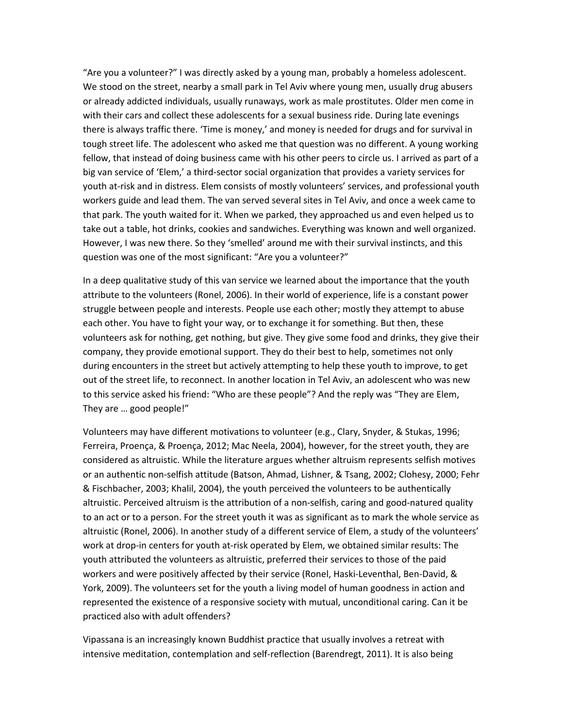“Are you a volunteer?” I was directly asked by a young man, probably a homeless adolescent. We stood on the street, nearby a small park in Tel Aviv where young men, usually drug abusers or already addicted individuals, usually runaways, work as male prostitutes. Older men come in with their cars and collect these adolescents for a sexual business ride. During late evenings there is always traffic there. ‘Time is money,’ and money is needed for drugs and for survival in tough street life. The adolescent who asked me that question was no different. A young working fellow, that instead of doing business came with his other peers to circle us. I arrived as part of a big van service of ‘Elem,’ a third-sector social organization that provides a variety services for youth at-risk and in distress. Elem consists of mostly volunteers’ services, and professional youth workers guide and lead them. The van served several sites in Tel Aviv, and once a week came to that park. The youth waited for it. When we parked, they approached us and even helped us to take out a table, hot drinks, cookies and sandwiches. Everything was known and well organized. However, I was new there. So they ‘smelled’ around me with their survival instincts, and this question was one of the most significant: “Are you a volunteer?”

In a deep qualitative study of this van service we learned about the importance that the youth attribute to the volunteers (Ronel, 2006). In their world of experience, life is a constant power struggle between people and interests. People use each other; mostly they attempt to abuse each other. You have to fight your way, or to exchange it for something. But then, these volunteers ask for nothing, get nothing, but give. They give some food and drinks, they give their company, they provide emotional support. They do their best to help, sometimes not only during encounters in the street but actively attempting to help these youth to improve, to get out of the street life, to reconnect. In another location in Tel Aviv, an adolescent who was new to this service asked his friend: “Who are these people”? And the reply was “They are Elem, They are … good people!”

Volunteers may have different motivations to volunteer (e.g., Clary, Snyder, & Stukas, 1996; Ferreira, Proença, & Proença, 2012; Mac Neela, 2004), however, for the street youth, they are considered as altruistic. While the literature argues whether altruism represents selfish motives or an authentic non-selfish attitude (Batson, Ahmad, Lishner, & Tsang, 2002; Clohesy, 2000; Fehr & Fischbacher, 2003; Khalil, 2004), the youth perceived the volunteers to be authentically altruistic. Perceived altruism is the attribution of a non-selfish, caring and good-natured quality to an act or to a person. For the street youth it was as significant as to mark the whole service as altruistic (Ronel, 2006). In another study of a different service of Elem, a study of the volunteers’ work at drop-in centers for youth at-risk operated by Elem, we obtained similar results: The youth attributed the volunteers as altruistic, preferred their services to those of the paid workers and were positively affected by their service (Ronel, Haski-Leventhal, Ben-David, & York, 2009). The volunteers set for the youth a living model of human goodness in action and represented the existence of a responsive society with mutual, unconditional caring. Can it be practiced also with adult offenders?

Vipassana is an increasingly known Buddhist practice that usually involves a retreat with intensive meditation, contemplation and self-reflection (Barendregt, 2011). It is also being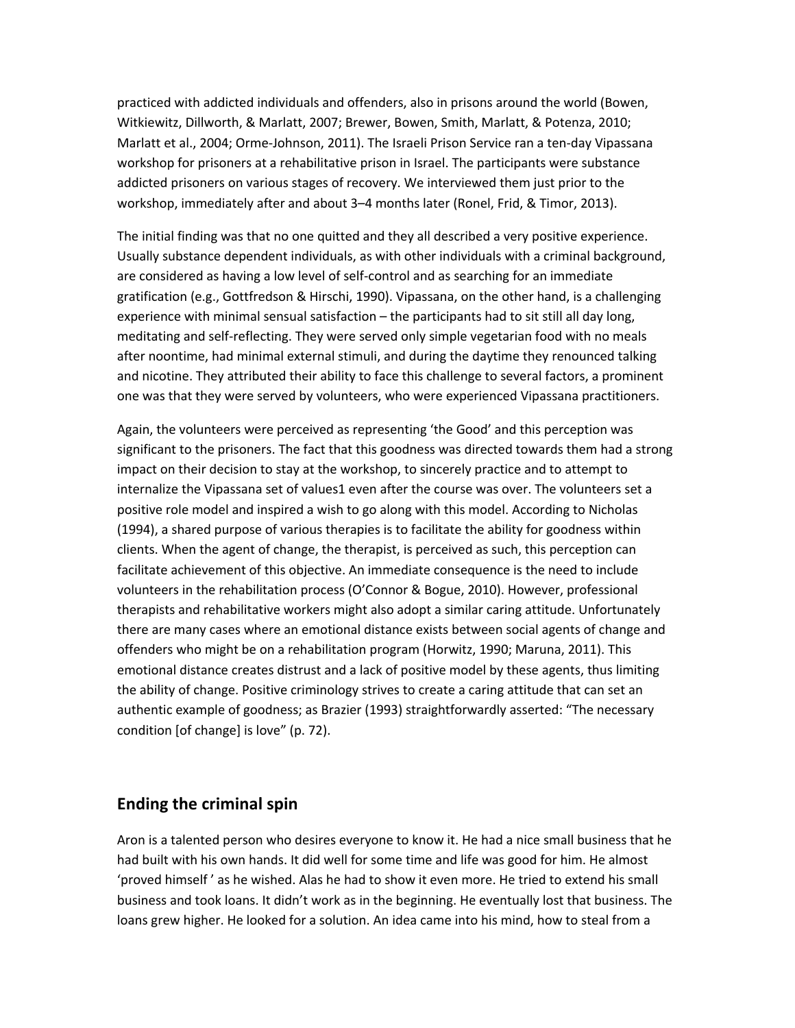practiced with addicted individuals and offenders, also in prisons around the world (Bowen, Witkiewitz, Dillworth, & Marlatt, 2007; Brewer, Bowen, Smith, Marlatt, & Potenza, 2010; Marlatt et al., 2004; Orme-Johnson, 2011). The Israeli Prison Service ran a ten-day Vipassana workshop for prisoners at a rehabilitative prison in Israel. The participants were substance addicted prisoners on various stages of recovery. We interviewed them just prior to the workshop, immediately after and about 3–4 months later (Ronel, Frid, & Timor, 2013).

The initial finding was that no one quitted and they all described a very positive experience. Usually substance dependent individuals, as with other individuals with a criminal background, are considered as having a low level of self-control and as searching for an immediate gratification (e.g., Gottfredson & Hirschi, 1990). Vipassana, on the other hand, is a challenging experience with minimal sensual satisfaction – the participants had to sit still all day long, meditating and self-reflecting. They were served only simple vegetarian food with no meals after noontime, had minimal external stimuli, and during the daytime they renounced talking and nicotine. They attributed their ability to face this challenge to several factors, a prominent one was that they were served by volunteers, who were experienced Vipassana practitioners.

Again, the volunteers were perceived as representing 'the Good' and this perception was significant to the prisoners. The fact that this goodness was directed towards them had a strong impact on their decision to stay at the workshop, to sincerely practice and to attempt to internalize the Vipassana set of values[1] even after the course was over. The volunteers set a positive role model and inspired a wish to go along with this model. According to Nicholas (1994), a shared purpose of various therapies is to facilitate the ability for goodness within clients. When the agent of change, the therapist, is perceived as such, this perception can facilitate achievement of this objective. An immediate consequence is the need to include volunteers in the rehabilitation process (O'Connor & Bogue, 2010). However, professional therapists and rehabilitative workers might also adopt a similar caring attitude. Unfortunately there are many cases where an emotional distance exists between social agents of change and offenders who might be on a rehabilitation program (Horwitz, 1990; Maruna, 2011). This emotional distance creates distrust and a lack of positive model by these agents, thus limiting the ability of change. Positive criminology strives to create a caring attitude that can set an authentic example of goodness; as Brazier (1993) straightforwardly asserted: "The necessary condition [of change] is love" (p. 72).

## Ending the criminal spin

Aron is a talented person who desires everyone to know it. He had a nice small business that he had built with his own hands. It did well for some time and life was good for him. He almost 'proved himself ' as he wished. Alas he had to show it even more. He tried to extend his small business and took loans. It didn't work as in the beginning. He eventually lost that business. The loans grew higher. He looked for a solution. An idea came into his mind, how to steal from a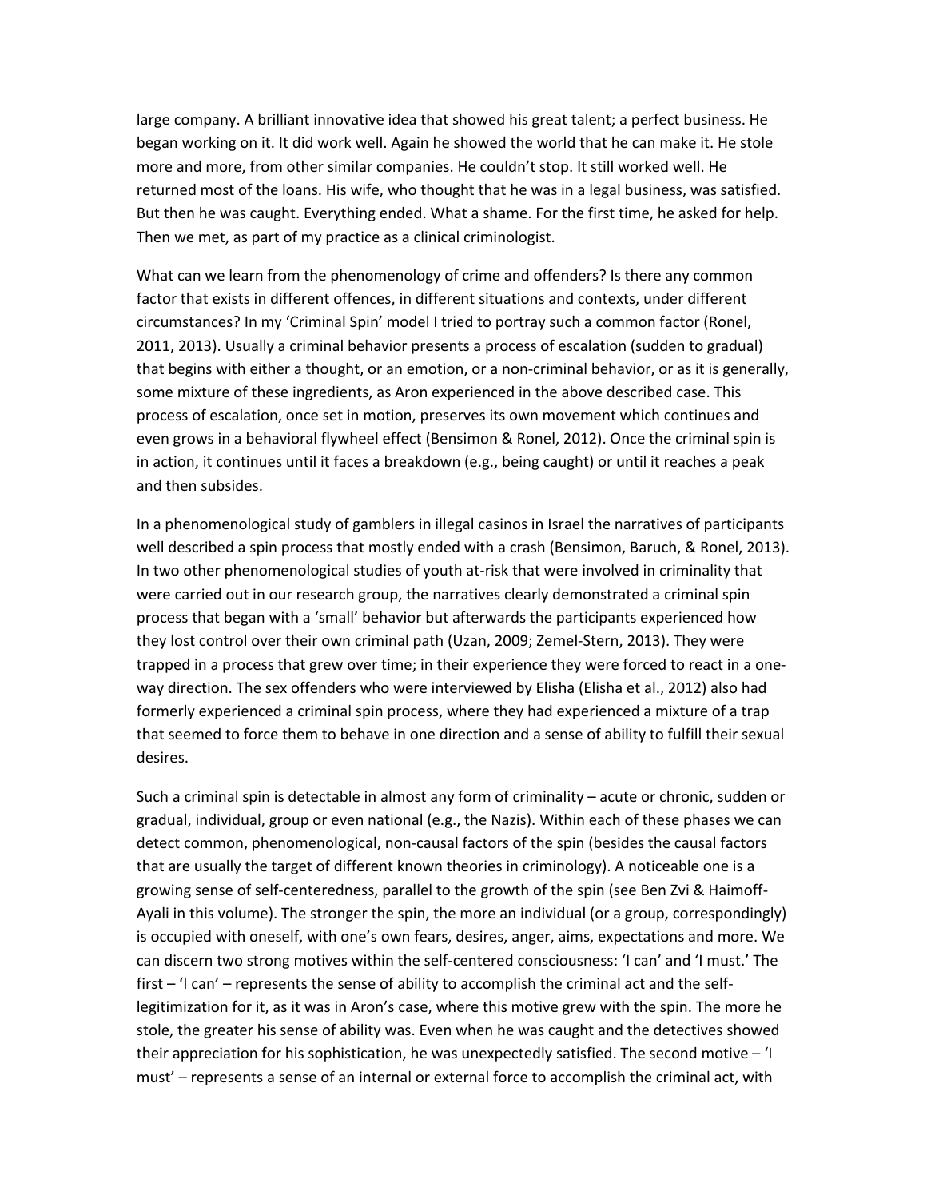large company. A brilliant innovative idea that showed his great talent; a perfect business. He began working on it. It did work well. Again he showed the world that he can make it. He stole more and more, from other similar companies. He couldn't stop. It still worked well. He returned most of the loans. His wife, who thought that he was in a legal business, was satisfied. But then he was caught. Everything ended. What a shame. For the first time, he asked for help. Then we met, as part of my practice as a clinical criminologist.

What can we learn from the phenomenology of crime and offenders? Is there any common factor that exists in different offences, in different situations and contexts, under different circumstances? In my 'Criminal Spin' model I tried to portray such a common factor (Ronel, 2011, 2013). Usually a criminal behavior presents a process of escalation (sudden to gradual) that begins with either a thought, or an emotion, or a non-criminal behavior, or as it is generally, some mixture of these ingredients, as Aron experienced in the above described case. This process of escalation, once set in motion, preserves its own movement which continues and even grows in a behavioral flywheel effect (Bensimon & Ronel, 2012). Once the criminal spin is in action, it continues until it faces a breakdown (e.g., being caught) or until it reaches a peak and then subsides.

In a phenomenological study of gamblers in illegal casinos in Israel the narratives of participants well described a spin process that mostly ended with a crash (Bensimon, Baruch, & Ronel, 2013). In two other phenomenological studies of youth at-risk that were involved in criminality that were carried out in our research group, the narratives clearly demonstrated a criminal spin process that began with a 'small' behavior but afterwards the participants experienced how they lost control over their own criminal path (Uzan, 2009; Zemel-Stern, 2013). They were trapped in a process that grew over time; in their experience they were forced to react in a one-way direction. The sex offenders who were interviewed by Elisha (Elisha et al., 2012) also had formerly experienced a criminal spin process, where they had experienced a mixture of a trap that seemed to force them to behave in one direction and a sense of ability to fulfill their sexual desires.

Such a criminal spin is detectable in almost any form of criminality – acute or chronic, sudden or gradual, individual, group or even national (e.g., the Nazis). Within each of these phases we can detect common, phenomenological, non-causal factors of the spin (besides the causal factors that are usually the target of different known theories in criminology). A noticeable one is a growing sense of self-centeredness, parallel to the growth of the spin (see Ben Zvi & Haimoff-Ayali in this volume). The stronger the spin, the more an individual (or a group, correspondingly) is occupied with oneself, with one's own fears, desires, anger, aims, expectations and more. We can discern two strong motives within the self-centered consciousness: 'I can' and 'I must.' The first – 'I can' – represents the sense of ability to accomplish the criminal act and the self-legitimization for it, as it was in Aron's case, where this motive grew with the spin. The more he stole, the greater his sense of ability was. Even when he was caught and the detectives showed their appreciation for his sophistication, he was unexpectedly satisfied. The second motive – 'I must' – represents a sense of an internal or external force to accomplish the criminal act, with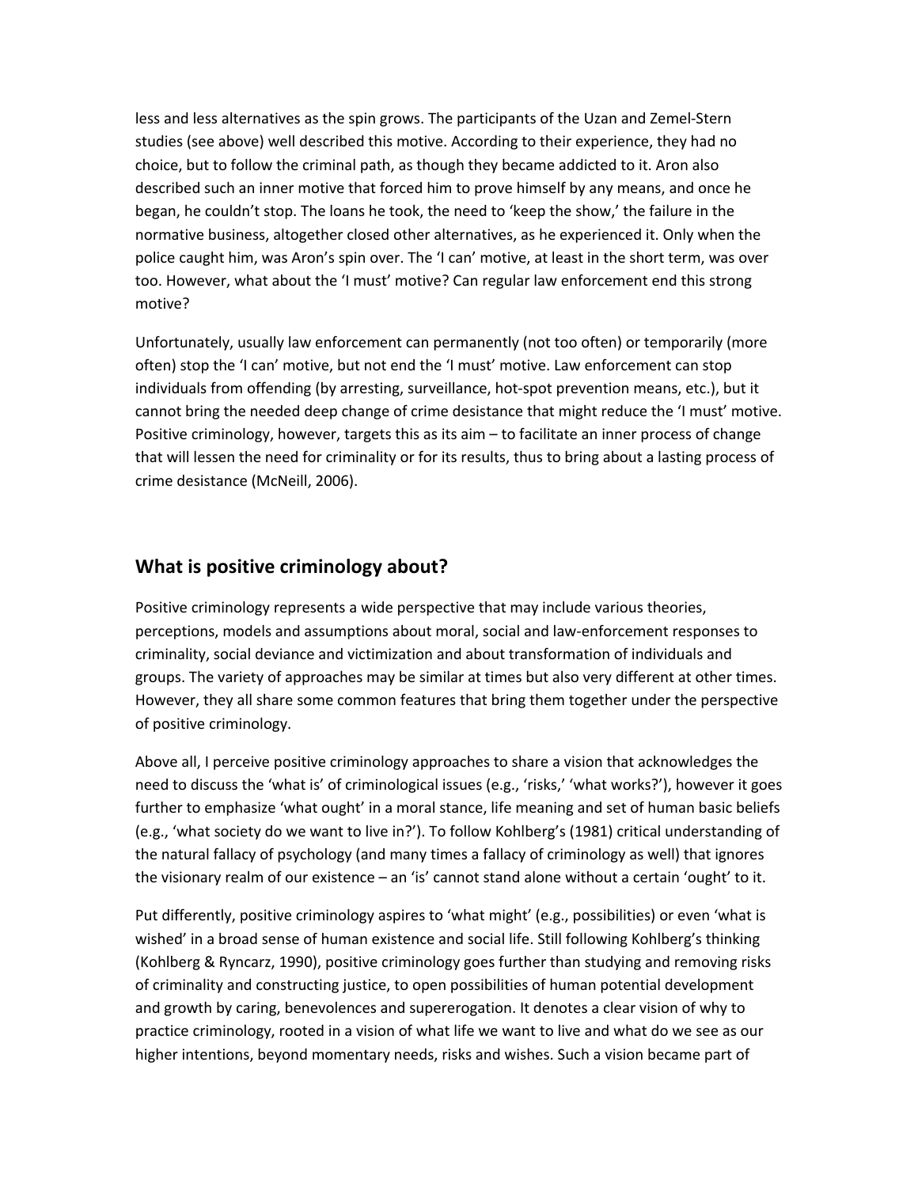less and less alternatives as the spin grows. The participants of the Uzan and Zemel-Stern studies (see above) well described this motive. According to their experience, they had no choice, but to follow the criminal path, as though they became addicted to it. Aron also described such an inner motive that forced him to prove himself by any means, and once he began, he couldn't stop. The loans he took, the need to 'keep the show,' the failure in the normative business, altogether closed other alternatives, as he experienced it. Only when the police caught him, was Aron's spin over. The 'I can' motive, at least in the short term, was over too. However, what about the 'I must' motive? Can regular law enforcement end this strong motive?

Unfortunately, usually law enforcement can permanently (not too often) or temporarily (more often) stop the 'I can' motive, but not end the 'I must' motive. Law enforcement can stop individuals from offending (by arresting, surveillance, hot-spot prevention means, etc.), but it cannot bring the needed deep change of crime desistance that might reduce the 'I must' motive. Positive criminology, however, targets this as its aim – to facilitate an inner process of change that will lessen the need for criminality or for its results, thus to bring about a lasting process of crime desistance (McNeill, 2006).

## What is positive criminology about?

Positive criminology represents a wide perspective that may include various theories, perceptions, models and assumptions about moral, social and law-enforcement responses to criminality, social deviance and victimization and about transformation of individuals and groups. The variety of approaches may be similar at times but also very different at other times. However, they all share some common features that bring them together under the perspective of positive criminology.

Above all, I perceive positive criminology approaches to share a vision that acknowledges the need to discuss the 'what is' of criminological issues (e.g., 'risks,' 'what works?'), however it goes further to emphasize 'what ought' in a moral stance, life meaning and set of human basic beliefs (e.g., 'what society do we want to live in?'). To follow Kohlberg's (1981) critical understanding of the natural fallacy of psychology (and many times a fallacy of criminology as well) that ignores the visionary realm of our existence – an 'is' cannot stand alone without a certain 'ought' to it.

Put differently, positive criminology aspires to 'what might' (e.g., possibilities) or even 'what is wished' in a broad sense of human existence and social life. Still following Kohlberg's thinking (Kohlberg & Ryncarz, 1990), positive criminology goes further than studying and removing risks of criminality and constructing justice, to open possibilities of human potential development and growth by caring, benevolences and supererogation. It denotes a clear vision of why to practice criminology, rooted in a vision of what life we want to live and what do we see as our higher intentions, beyond momentary needs, risks and wishes. Such a vision became part of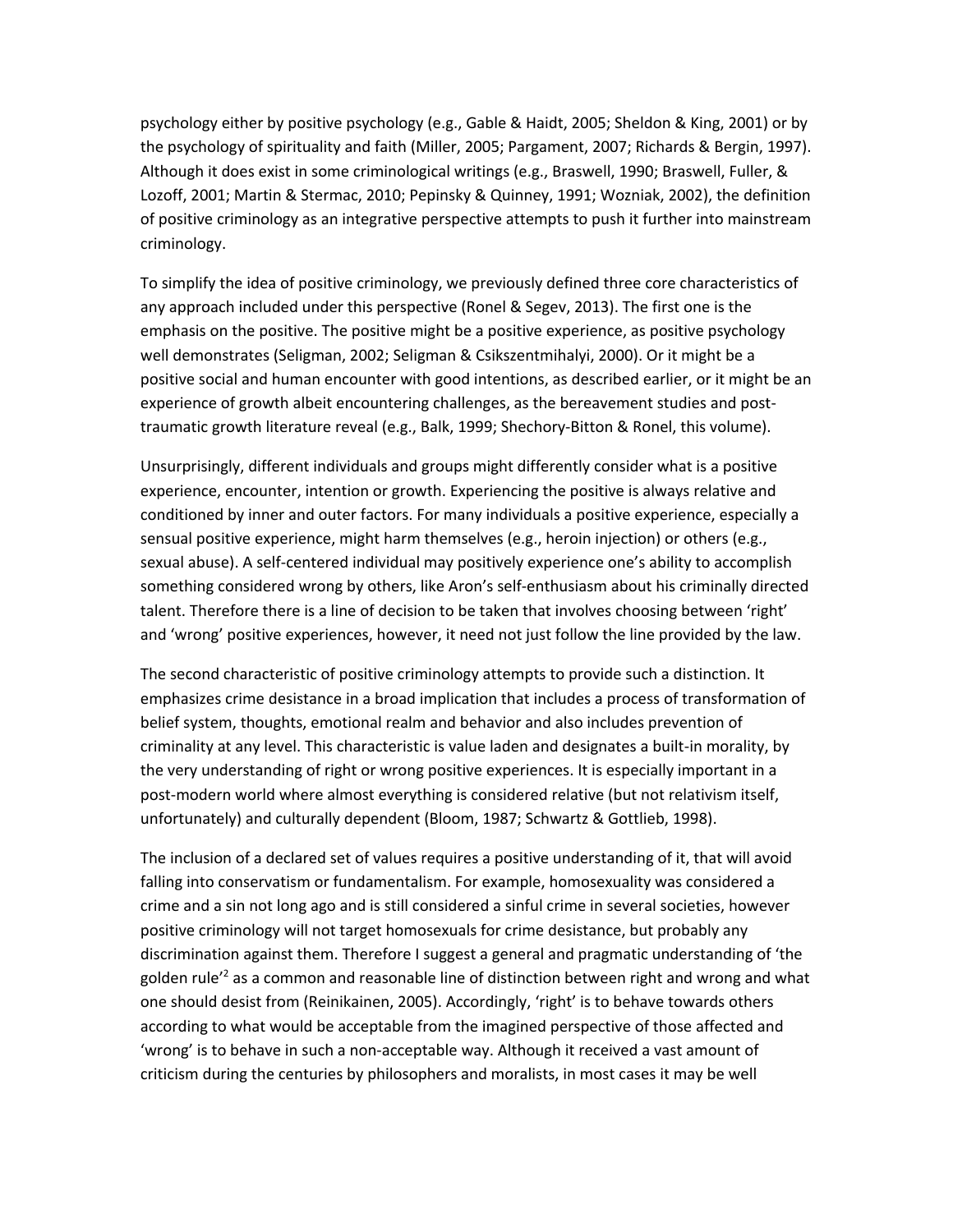psychology either by positive psychology (e.g., Gable & Haidt, 2005; Sheldon & King, 2001) or by the psychology of spirituality and faith (Miller, 2005; Pargament, 2007; Richards & Bergin, 1997). Although it does exist in some criminological writings (e.g., Braswell, 1990; Braswell, Fuller, & Lozoff, 2001; Martin & Stermac, 2010; Pepinsky & Quinney, 1991; Wozniak, 2002), the definition of positive criminology as an integrative perspective attempts to push it further into mainstream criminology.

To simplify the idea of positive criminology, we previously defined three core characteristics of any approach included under this perspective (Ronel & Segev, 2013). The first one is the emphasis on the positive. The positive might be a positive experience, as positive psychology well demonstrates (Seligman, 2002; Seligman & Csikszentmihalyi, 2000). Or it might be a positive social and human encounter with good intentions, as described earlier, or it might be an experience of growth albeit encountering challenges, as the bereavement studies and post-traumatic growth literature reveal (e.g., Balk, 1999; Shechory-Bitton & Ronel, this volume).

Unsurprisingly, different individuals and groups might differently consider what is a positive experience, encounter, intention or growth. Experiencing the positive is always relative and conditioned by inner and outer factors. For many individuals a positive experience, especially a sensual positive experience, might harm themselves (e.g., heroin injection) or others (e.g., sexual abuse). A self-centered individual may positively experience one's ability to accomplish something considered wrong by others, like Aron's self-enthusiasm about his criminally directed talent. Therefore there is a line of decision to be taken that involves choosing between 'right' and 'wrong' positive experiences, however, it need not just follow the line provided by the law.

The second characteristic of positive criminology attempts to provide such a distinction. It emphasizes crime desistance in a broad implication that includes a process of transformation of belief system, thoughts, emotional realm and behavior and also includes prevention of criminality at any level. This characteristic is value laden and designates a built-in morality, by the very understanding of right or wrong positive experiences. It is especially important in a post-modern world where almost everything is considered relative (but not relativism itself, unfortunately) and culturally dependent (Bloom, 1987; Schwartz & Gottlieb, 1998).

The inclusion of a declared set of values requires a positive understanding of it, that will avoid falling into conservatism or fundamentalism. For example, homosexuality was considered a crime and a sin not long ago and is still considered a sinful crime in several societies, however positive criminology will not target homosexuals for crime desistance, but probably any discrimination against them. Therefore I suggest a general and pragmatic understanding of 'the golden rule'[2] as a common and reasonable line of distinction between right and wrong and what one should desist from (Reinikainen, 2005). Accordingly, 'right' is to behave towards others according to what would be acceptable from the imagined perspective of those affected and 'wrong' is to behave in such a non-acceptable way. Although it received a vast amount of criticism during the centuries by philosophers and moralists, in most cases it may be well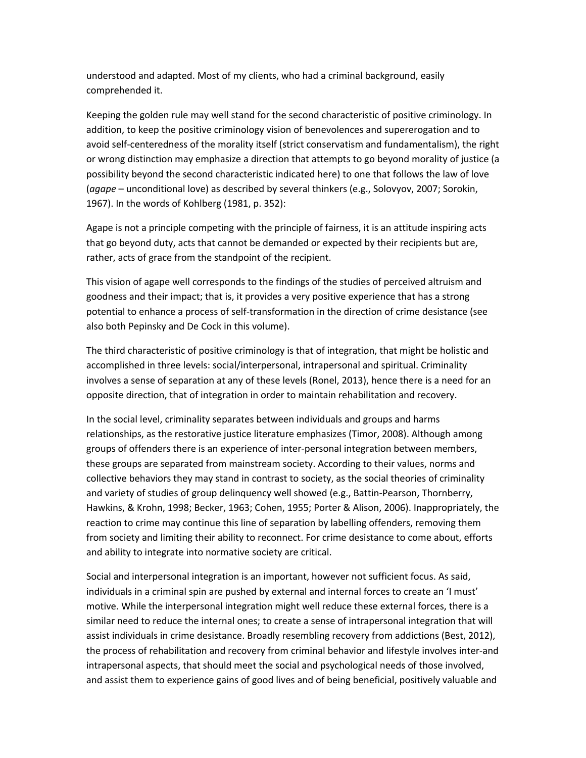understood and adapted. Most of my clients, who had a criminal background, easily comprehended it.

Keeping the golden rule may well stand for the second characteristic of positive criminology. In addition, to keep the positive criminology vision of benevolences and supererogation and to avoid self-centeredness of the morality itself (strict conservatism and fundamentalism), the right or wrong distinction may emphasize a direction that attempts to go beyond morality of justice (a possibility beyond the second characteristic indicated here) to one that follows the law of love (*agape* – unconditional love) as described by several thinkers (e.g., Solovyov, 2007; Sorokin, 1967). In the words of Kohlberg (1981, p. 352):

Agape is not a principle competing with the principle of fairness, it is an attitude inspiring acts that go beyond duty, acts that cannot be demanded or expected by their recipients but are, rather, acts of grace from the standpoint of the recipient.

This vision of agape well corresponds to the findings of the studies of perceived altruism and goodness and their impact; that is, it provides a very positive experience that has a strong potential to enhance a process of self-transformation in the direction of crime desistance (see also both Pepinsky and De Cock in this volume).

The third characteristic of positive criminology is that of integration, that might be holistic and accomplished in three levels: social/interpersonal, intrapersonal and spiritual. Criminality involves a sense of separation at any of these levels (Ronel, 2013), hence there is a need for an opposite direction, that of integration in order to maintain rehabilitation and recovery.

In the social level, criminality separates between individuals and groups and harms relationships, as the restorative justice literature emphasizes (Timor, 2008). Although among groups of offenders there is an experience of inter-personal integration between members, these groups are separated from mainstream society. According to their values, norms and collective behaviors they may stand in contrast to society, as the social theories of criminality and variety of studies of group delinquency well showed (e.g., Battin-Pearson, Thornberry, Hawkins, & Krohn, 1998; Becker, 1963; Cohen, 1955; Porter & Alison, 2006). Inappropriately, the reaction to crime may continue this line of separation by labelling offenders, removing them from society and limiting their ability to reconnect. For crime desistance to come about, efforts and ability to integrate into normative society are critical.

Social and interpersonal integration is an important, however not sufficient focus. As said, individuals in a criminal spin are pushed by external and internal forces to create an 'I must' motive. While the interpersonal integration might well reduce these external forces, there is a similar need to reduce the internal ones; to create a sense of intrapersonal integration that will assist individuals in crime desistance. Broadly resembling recovery from addictions (Best, 2012), the process of rehabilitation and recovery from criminal behavior and lifestyle involves inter-and intrapersonal aspects, that should meet the social and psychological needs of those involved, and assist them to experience gains of good lives and of being beneficial, positively valuable and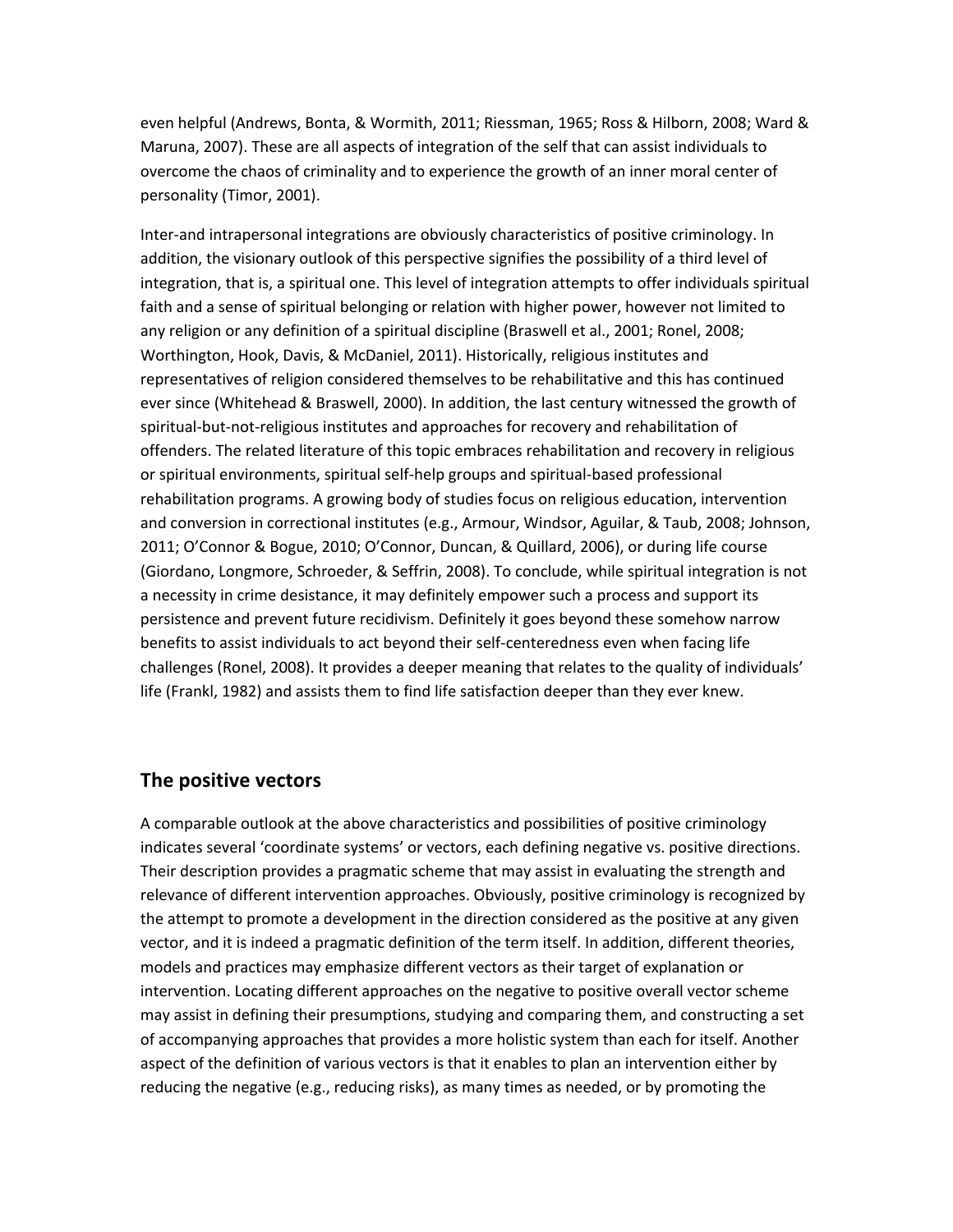even helpful (Andrews, Bonta, & Wormith, 2011; Riessman, 1965; Ross & Hilborn, 2008; Ward & Maruna, 2007). These are all aspects of integration of the self that can assist individuals to overcome the chaos of criminality and to experience the growth of an inner moral center of personality (Timor, 2001).

Inter-and intrapersonal integrations are obviously characteristics of positive criminology. In addition, the visionary outlook of this perspective signifies the possibility of a third level of integration, that is, a spiritual one. This level of integration attempts to offer individuals spiritual faith and a sense of spiritual belonging or relation with higher power, however not limited to any religion or any definition of a spiritual discipline (Braswell et al., 2001; Ronel, 2008; Worthington, Hook, Davis, & McDaniel, 2011). Historically, religious institutes and representatives of religion considered themselves to be rehabilitative and this has continued ever since (Whitehead & Braswell, 2000). In addition, the last century witnessed the growth of spiritual-but-not-religious institutes and approaches for recovery and rehabilitation of offenders. The related literature of this topic embraces rehabilitation and recovery in religious or spiritual environments, spiritual self-help groups and spiritual-based professional rehabilitation programs. A growing body of studies focus on religious education, intervention and conversion in correctional institutes (e.g., Armour, Windsor, Aguilar, & Taub, 2008; Johnson, 2011; O'Connor & Bogue, 2010; O'Connor, Duncan, & Quillard, 2006), or during life course (Giordano, Longmore, Schroeder, & Seffrin, 2008). To conclude, while spiritual integration is not a necessity in crime desistance, it may definitely empower such a process and support its persistence and prevent future recidivism. Definitely it goes beyond these somehow narrow benefits to assist individuals to act beyond their self-centeredness even when facing life challenges (Ronel, 2008). It provides a deeper meaning that relates to the quality of individuals' life (Frankl, 1982) and assists them to find life satisfaction deeper than they ever knew.

## The positive vectors

A comparable outlook at the above characteristics and possibilities of positive criminology indicates several 'coordinate systems' or vectors, each defining negative vs. positive directions. Their description provides a pragmatic scheme that may assist in evaluating the strength and relevance of different intervention approaches. Obviously, positive criminology is recognized by the attempt to promote a development in the direction considered as the positive at any given vector, and it is indeed a pragmatic definition of the term itself. In addition, different theories, models and practices may emphasize different vectors as their target of explanation or intervention. Locating different approaches on the negative to positive overall vector scheme may assist in defining their presumptions, studying and comparing them, and constructing a set of accompanying approaches that provides a more holistic system than each for itself. Another aspect of the definition of various vectors is that it enables to plan an intervention either by reducing the negative (e.g., reducing risks), as many times as needed, or by promoting the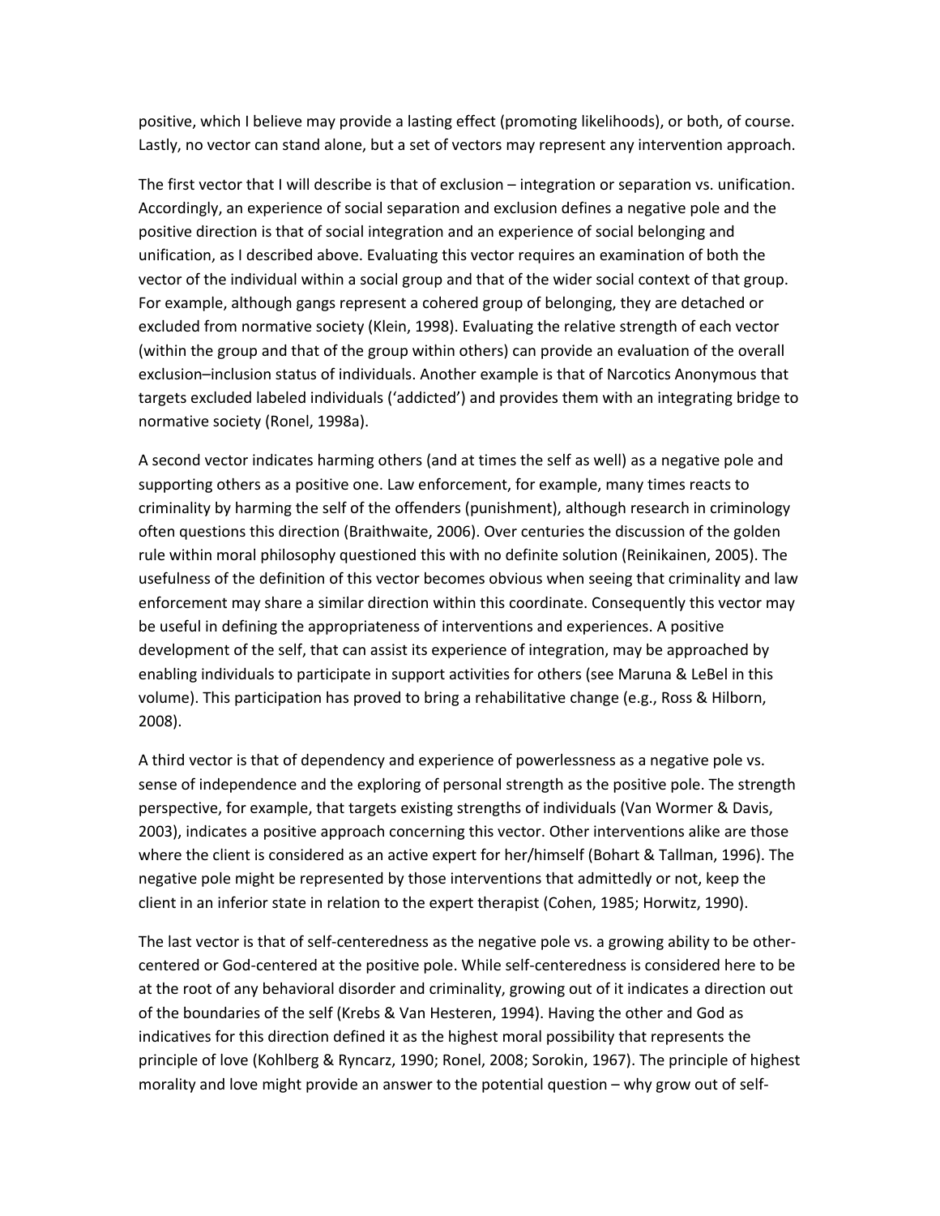positive, which I believe may provide a lasting effect (promoting likelihoods), or both, of course. Lastly, no vector can stand alone, but a set of vectors may represent any intervention approach.

The first vector that I will describe is that of exclusion – integration or separation vs. unification. Accordingly, an experience of social separation and exclusion defines a negative pole and the positive direction is that of social integration and an experience of social belonging and unification, as I described above. Evaluating this vector requires an examination of both the vector of the individual within a social group and that of the wider social context of that group. For example, although gangs represent a cohered group of belonging, they are detached or excluded from normative society (Klein, 1998). Evaluating the relative strength of each vector (within the group and that of the group within others) can provide an evaluation of the overall exclusion–inclusion status of individuals. Another example is that of Narcotics Anonymous that targets excluded labeled individuals ('addicted') and provides them with an integrating bridge to normative society (Ronel, 1998a).

A second vector indicates harming others (and at times the self as well) as a negative pole and supporting others as a positive one. Law enforcement, for example, many times reacts to criminality by harming the self of the offenders (punishment), although research in criminology often questions this direction (Braithwaite, 2006). Over centuries the discussion of the golden rule within moral philosophy questioned this with no definite solution (Reinikainen, 2005). The usefulness of the definition of this vector becomes obvious when seeing that criminality and law enforcement may share a similar direction within this coordinate. Consequently this vector may be useful in defining the appropriateness of interventions and experiences. A positive development of the self, that can assist its experience of integration, may be approached by enabling individuals to participate in support activities for others (see Maruna & LeBel in this volume). This participation has proved to bring a rehabilitative change (e.g., Ross & Hilborn, 2008).

A third vector is that of dependency and experience of powerlessness as a negative pole vs. sense of independence and the exploring of personal strength as the positive pole. The strength perspective, for example, that targets existing strengths of individuals (Van Wormer & Davis, 2003), indicates a positive approach concerning this vector. Other interventions alike are those where the client is considered as an active expert for her/himself (Bohart & Tallman, 1996). The negative pole might be represented by those interventions that admittedly or not, keep the client in an inferior state in relation to the expert therapist (Cohen, 1985; Horwitz, 1990).

The last vector is that of self-centeredness as the negative pole vs. a growing ability to be other-centered or God-centered at the positive pole. While self-centeredness is considered here to be at the root of any behavioral disorder and criminality, growing out of it indicates a direction out of the boundaries of the self (Krebs & Van Hesteren, 1994). Having the other and God as indicatives for this direction defined it as the highest moral possibility that represents the principle of love (Kohlberg & Ryncarz, 1990; Ronel, 2008; Sorokin, 1967). The principle of highest morality and love might provide an answer to the potential question – why grow out of self-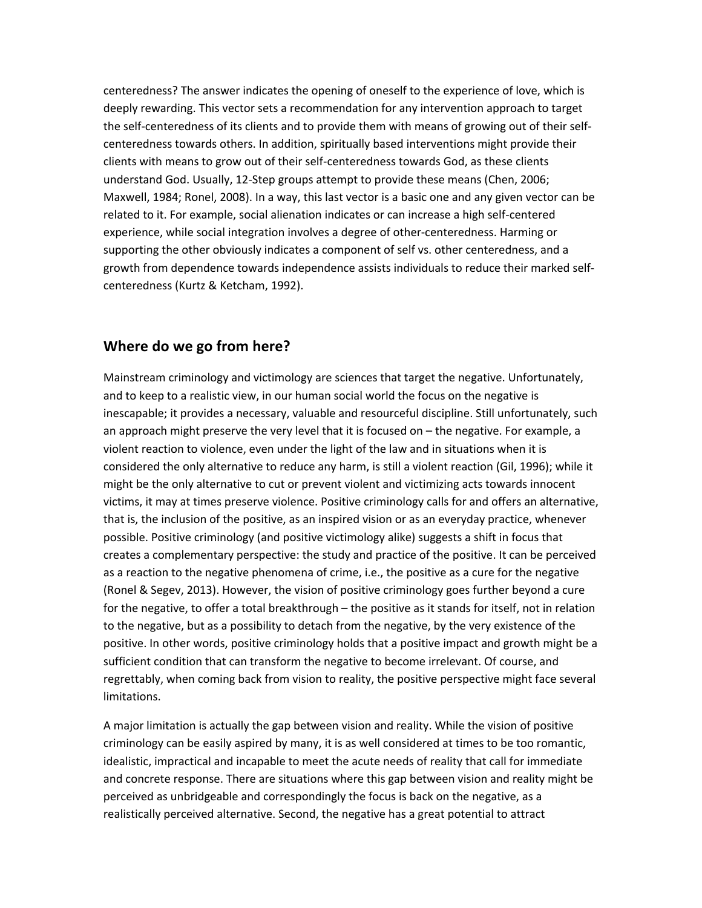centeredness? The answer indicates the opening of oneself to the experience of love, which is deeply rewarding. This vector sets a recommendation for any intervention approach to target the self-centeredness of its clients and to provide them with means of growing out of their self-centeredness towards others. In addition, spiritually based interventions might provide their clients with means to grow out of their self-centeredness towards God, as these clients understand God. Usually, 12-Step groups attempt to provide these means (Chen, 2006; Maxwell, 1984; Ronel, 2008). In a way, this last vector is a basic one and any given vector can be related to it. For example, social alienation indicates or can increase a high self-centered experience, while social integration involves a degree of other-centeredness. Harming or supporting the other obviously indicates a component of self vs. other centeredness, and a growth from dependence towards independence assists individuals to reduce their marked self-centeredness (Kurtz & Ketcham, 1992).

## Where do we go from here?

Mainstream criminology and victimology are sciences that target the negative. Unfortunately, and to keep to a realistic view, in our human social world the focus on the negative is inescapable; it provides a necessary, valuable and resourceful discipline. Still unfortunately, such an approach might preserve the very level that it is focused on – the negative. For example, a violent reaction to violence, even under the light of the law and in situations when it is considered the only alternative to reduce any harm, is still a violent reaction (Gil, 1996); while it might be the only alternative to cut or prevent violent and victimizing acts towards innocent victims, it may at times preserve violence. Positive criminology calls for and offers an alternative, that is, the inclusion of the positive, as an inspired vision or as an everyday practice, whenever possible. Positive criminology (and positive victimology alike) suggests a shift in focus that creates a complementary perspective: the study and practice of the positive. It can be perceived as a reaction to the negative phenomena of crime, i.e., the positive as a cure for the negative (Ronel & Segev, 2013). However, the vision of positive criminology goes further beyond a cure for the negative, to offer a total breakthrough – the positive as it stands for itself, not in relation to the negative, but as a possibility to detach from the negative, by the very existence of the positive. In other words, positive criminology holds that a positive impact and growth might be a sufficient condition that can transform the negative to become irrelevant. Of course, and regrettably, when coming back from vision to reality, the positive perspective might face several limitations.

A major limitation is actually the gap between vision and reality. While the vision of positive criminology can be easily aspired by many, it is as well considered at times to be too romantic, idealistic, impractical and incapable to meet the acute needs of reality that call for immediate and concrete response. There are situations where this gap between vision and reality might be perceived as unbridgeable and correspondingly the focus is back on the negative, as a realistically perceived alternative. Second, the negative has a great potential to attract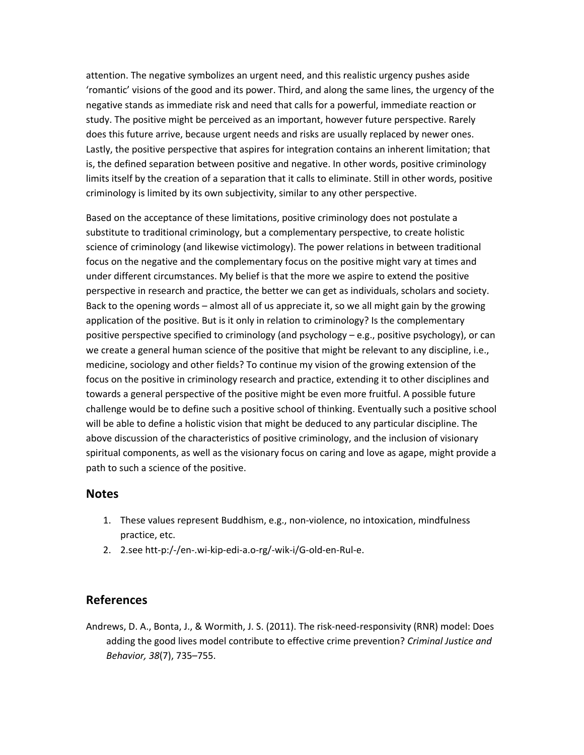attention. The negative symbolizes an urgent need, and this realistic urgency pushes aside 'romantic' visions of the good and its power. Third, and along the same lines, the urgency of the negative stands as immediate risk and need that calls for a powerful, immediate reaction or study. The positive might be perceived as an important, however future perspective. Rarely does this future arrive, because urgent needs and risks are usually replaced by newer ones. Lastly, the positive perspective that aspires for integration contains an inherent limitation; that is, the defined separation between positive and negative. In other words, positive criminology limits itself by the creation of a separation that it calls to eliminate. Still in other words, positive criminology is limited by its own subjectivity, similar to any other perspective.

Based on the acceptance of these limitations, positive criminology does not postulate a substitute to traditional criminology, but a complementary perspective, to create holistic science of criminology (and likewise victimology). The power relations in between traditional focus on the negative and the complementary focus on the positive might vary at times and under different circumstances. My belief is that the more we aspire to extend the positive perspective in research and practice, the better we can get as individuals, scholars and society. Back to the opening words – almost all of us appreciate it, so we all might gain by the growing application of the positive. But is it only in relation to criminology? Is the complementary positive perspective specified to criminology (and psychology – e.g., positive psychology), or can we create a general human science of the positive that might be relevant to any discipline, i.e., medicine, sociology and other fields? To continue my vision of the growing extension of the focus on the positive in criminology research and practice, extending it to other disciplines and towards a general perspective of the positive might be even more fruitful. A possible future challenge would be to define such a positive school of thinking. Eventually such a positive school will be able to define a holistic vision that might be deduced to any particular discipline. The above discussion of the characteristics of positive criminology, and the inclusion of visionary spiritual components, as well as the visionary focus on caring and love as agape, might provide a path to such a science of the positive.

## Notes

1. These values represent Buddhism, e.g., non-violence, no intoxication, mindfulness practice, etc.
2. 2.see htt-p:/-/en-.wi-kip-edi-a.o-rg/-wik-i/G-old-en-Rul-e.

## References

Andrews, D. A., Bonta, J., & Wormith, J. S. (2011). The risk-need-responsivity (RNR) model: Does adding the good lives model contribute to effective crime prevention? *Criminal Justice and Behavior, 38*(7), 735–755.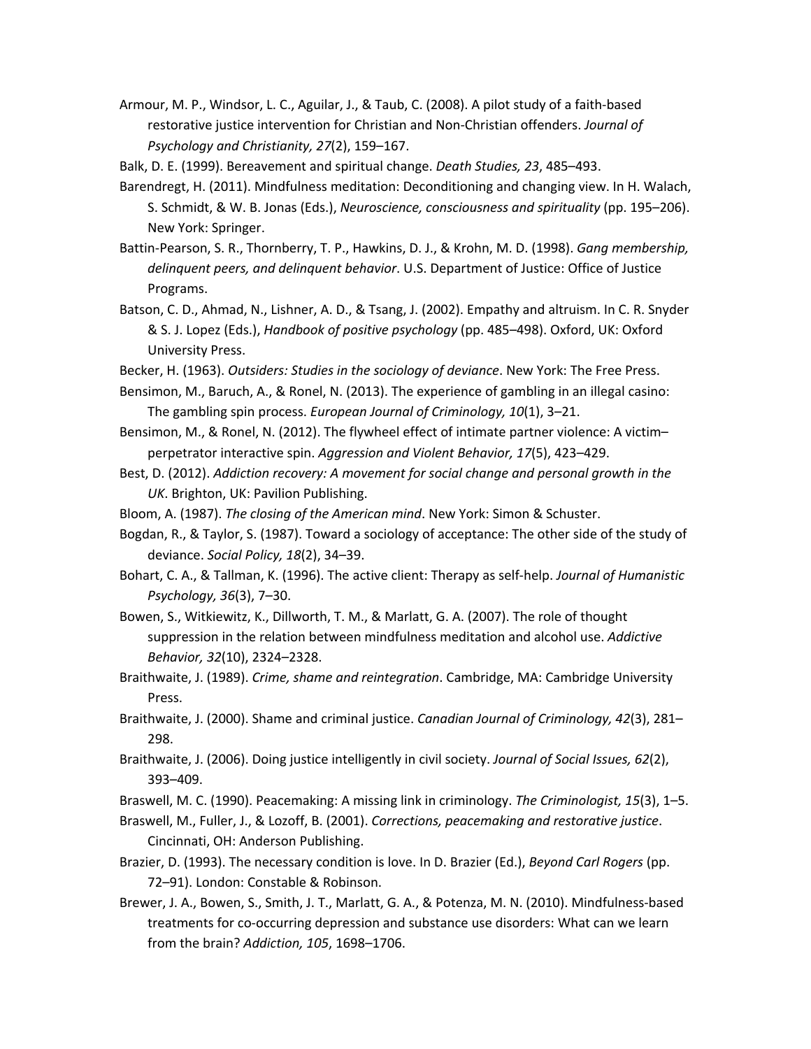Armour, M. P., Windsor, L. C., Aguilar, J., & Taub, C. (2008). A pilot study of a faith-based restorative justice intervention for Christian and Non-Christian offenders. *Journal of Psychology and Christianity, 27*(2), 159–167.

Balk, D. E. (1999). Bereavement and spiritual change. *Death Studies, 23*, 485–493.

Barendregt, H. (2011). Mindfulness meditation: Deconditioning and changing view. In H. Walach, S. Schmidt, & W. B. Jonas (Eds.), *Neuroscience, consciousness and spirituality* (pp. 195–206). New York: Springer.

Battin-Pearson, S. R., Thornberry, T. P., Hawkins, D. J., & Krohn, M. D. (1998). *Gang membership, delinquent peers, and delinquent behavior*. U.S. Department of Justice: Office of Justice Programs.

Batson, C. D., Ahmad, N., Lishner, A. D., & Tsang, J. (2002). Empathy and altruism. In C. R. Snyder & S. J. Lopez (Eds.), *Handbook of positive psychology* (pp. 485–498). Oxford, UK: Oxford University Press.

Becker, H. (1963). *Outsiders: Studies in the sociology of deviance*. New York: The Free Press.

Bensimon, M., Baruch, A., & Ronel, N. (2013). The experience of gambling in an illegal casino: The gambling spin process. *European Journal of Criminology, 10*(1), 3–21.

Bensimon, M., & Ronel, N. (2012). The flywheel effect of intimate partner violence: A victim–perpetrator interactive spin. *Aggression and Violent Behavior, 17*(5), 423–429.

Best, D. (2012). *Addiction recovery: A movement for social change and personal growth in the UK*. Brighton, UK: Pavilion Publishing.

Bloom, A. (1987). *The closing of the American mind*. New York: Simon & Schuster.

Bogdan, R., & Taylor, S. (1987). Toward a sociology of acceptance: The other side of the study of deviance. *Social Policy, 18*(2), 34–39.

Bohart, C. A., & Tallman, K. (1996). The active client: Therapy as self-help. *Journal of Humanistic Psychology, 36*(3), 7–30.

Bowen, S., Witkiewitz, K., Dillworth, T. M., & Marlatt, G. A. (2007). The role of thought suppression in the relation between mindfulness meditation and alcohol use. *Addictive Behavior, 32*(10), 2324–2328.

Braithwaite, J. (1989). *Crime, shame and reintegration*. Cambridge, MA: Cambridge University Press.

Braithwaite, J. (2000). Shame and criminal justice. *Canadian Journal of Criminology, 42*(3), 281–298.

Braithwaite, J. (2006). Doing justice intelligently in civil society. *Journal of Social Issues, 62*(2), 393–409.

Braswell, M. C. (1990). Peacemaking: A missing link in criminology. *The Criminologist, 15*(3), 1–5.

Braswell, M., Fuller, J., & Lozoff, B. (2001). *Corrections, peacemaking and restorative justice*. Cincinnati, OH: Anderson Publishing.

Brazier, D. (1993). The necessary condition is love. In D. Brazier (Ed.), *Beyond Carl Rogers* (pp. 72–91). London: Constable & Robinson.

Brewer, J. A., Bowen, S., Smith, J. T., Marlatt, G. A., & Potenza, M. N. (2010). Mindfulness-based treatments for co-occurring depression and substance use disorders: What can we learn from the brain? *Addiction, 105*, 1698–1706.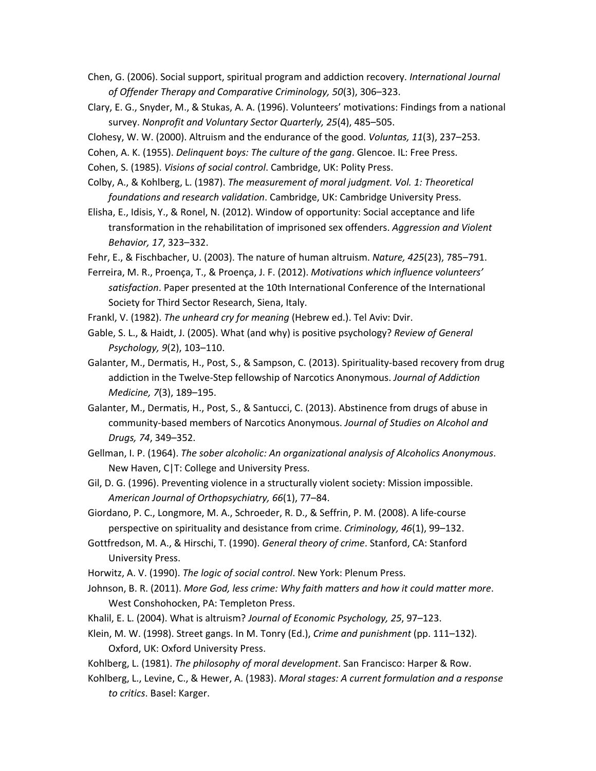Chen, G. (2006). Social support, spiritual program and addiction recovery. *International Journal of Offender Therapy and Comparative Criminology, 50*(3), 306–323.

Clary, E. G., Snyder, M., & Stukas, A. A. (1996). Volunteers' motivations: Findings from a national survey. *Nonprofit and Voluntary Sector Quarterly, 25*(4), 485–505.

Clohesy, W. W. (2000). Altruism and the endurance of the good. *Voluntas, 11*(3), 237–253.

Cohen, A. K. (1955). *Delinquent boys: The culture of the gang*. Glencoe. IL: Free Press.

Cohen, S. (1985). *Visions of social control*. Cambridge, UK: Polity Press.

Colby, A., & Kohlberg, L. (1987). *The measurement of moral judgment. Vol. 1: Theoretical foundations and research validation*. Cambridge, UK: Cambridge University Press.

Elisha, E., Idisis, Y., & Ronel, N. (2012). Window of opportunity: Social acceptance and life transformation in the rehabilitation of imprisoned sex offenders. *Aggression and Violent Behavior, 17*, 323–332.

Fehr, E., & Fischbacher, U. (2003). The nature of human altruism. *Nature, 425*(23), 785–791.

Ferreira, M. R., Proença, T., & Proença, J. F. (2012). *Motivations which influence volunteers' satisfaction*. Paper presented at the 10th International Conference of the International Society for Third Sector Research, Siena, Italy.

Frankl, V. (1982). *The unheard cry for meaning* (Hebrew ed.). Tel Aviv: Dvir.

Gable, S. L., & Haidt, J. (2005). What (and why) is positive psychology? *Review of General Psychology, 9*(2), 103–110.

Galanter, M., Dermatis, H., Post, S., & Sampson, C. (2013). Spirituality-based recovery from drug addiction in the Twelve-Step fellowship of Narcotics Anonymous. *Journal of Addiction Medicine, 7*(3), 189–195.

Galanter, M., Dermatis, H., Post, S., & Santucci, C. (2013). Abstinence from drugs of abuse in community-based members of Narcotics Anonymous. *Journal of Studies on Alcohol and Drugs, 74*, 349–352.

Gellman, I. P. (1964). *The sober alcoholic: An organizational analysis of Alcoholics Anonymous*. New Haven, C|T: College and University Press.

Gil, D. G. (1996). Preventing violence in a structurally violent society: Mission impossible. *American Journal of Orthopsychiatry, 66*(1), 77–84.

Giordano, P. C., Longmore, M. A., Schroeder, R. D., & Seffrin, P. M. (2008). A life-course perspective on spirituality and desistance from crime. *Criminology, 46*(1), 99–132.

Gottfredson, M. A., & Hirschi, T. (1990). *General theory of crime*. Stanford, CA: Stanford University Press.

Horwitz, A. V. (1990). *The logic of social control*. New York: Plenum Press.

Johnson, B. R. (2011). *More God, less crime: Why faith matters and how it could matter more*. West Conshohocken, PA: Templeton Press.

Khalil, E. L. (2004). What is altruism? *Journal of Economic Psychology, 25*, 97–123.

Klein, M. W. (1998). Street gangs. In M. Tonry (Ed.), *Crime and punishment* (pp. 111–132). Oxford, UK: Oxford University Press.

Kohlberg, L. (1981). *The philosophy of moral development*. San Francisco: Harper & Row.

Kohlberg, L., Levine, C., & Hewer, A. (1983). *Moral stages: A current formulation and a response to critics*. Basel: Karger.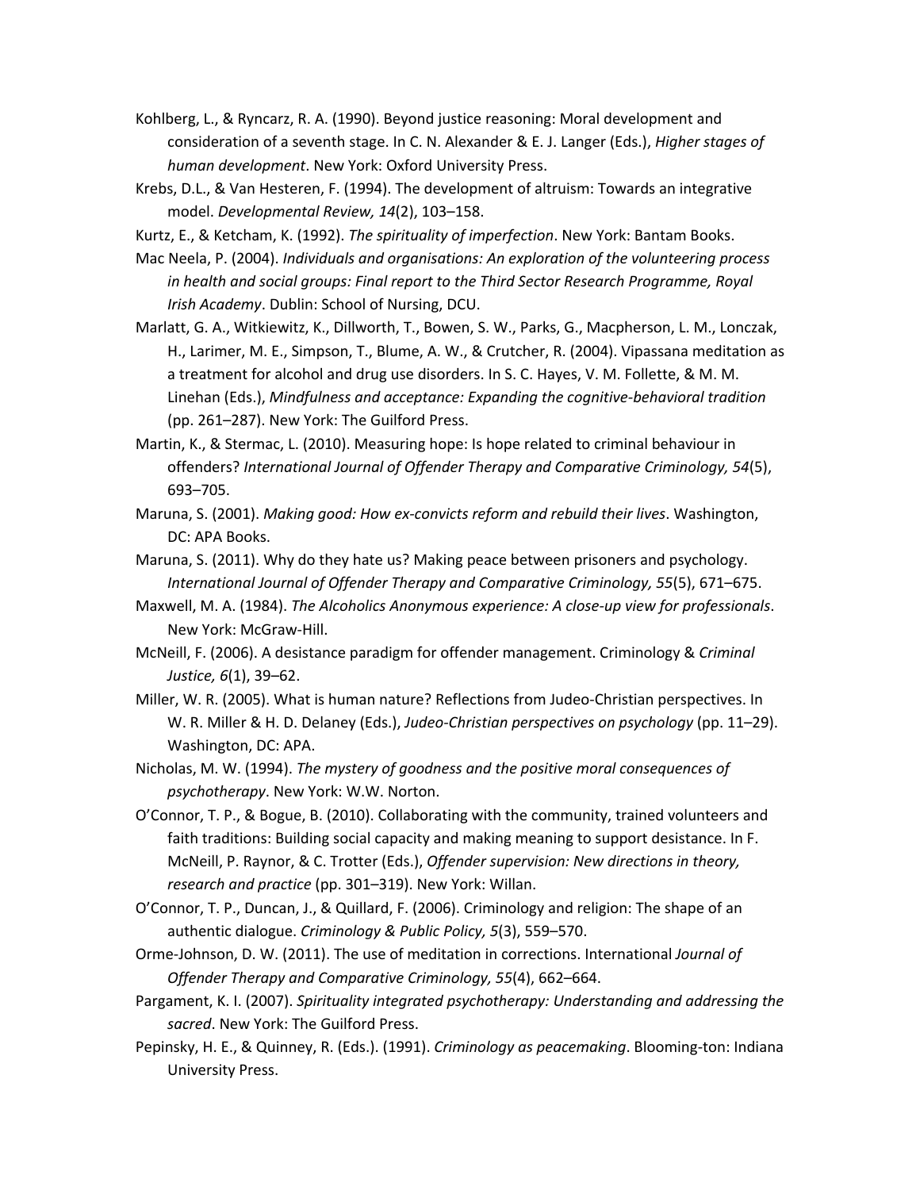Kohlberg, L., & Ryncarz, R. A. (1990). Beyond justice reasoning: Moral development and consideration of a seventh stage. In C. N. Alexander & E. J. Langer (Eds.), *Higher stages of human development*. New York: Oxford University Press.

Krebs, D.L., & Van Hesteren, F. (1994). The development of altruism: Towards an integrative model. *Developmental Review, 14*(2), 103–158.

Kurtz, E., & Ketcham, K. (1992). *The spirituality of imperfection*. New York: Bantam Books.

Mac Neela, P. (2004). *Individuals and organisations: An exploration of the volunteering process in health and social groups: Final report to the Third Sector Research Programme, Royal Irish Academy*. Dublin: School of Nursing, DCU.

Marlatt, G. A., Witkiewitz, K., Dillworth, T., Bowen, S. W., Parks, G., Macpherson, L. M., Lonczak, H., Larimer, M. E., Simpson, T., Blume, A. W., & Crutcher, R. (2004). Vipassana meditation as a treatment for alcohol and drug use disorders. In S. C. Hayes, V. M. Follette, & M. M. Linehan (Eds.), *Mindfulness and acceptance: Expanding the cognitive-behavioral tradition* (pp. 261–287). New York: The Guilford Press.

Martin, K., & Stermac, L. (2010). Measuring hope: Is hope related to criminal behaviour in offenders? *International Journal of Offender Therapy and Comparative Criminology, 54*(5), 693–705.

Maruna, S. (2001). *Making good: How ex-convicts reform and rebuild their lives*. Washington, DC: APA Books.

Maruna, S. (2011). Why do they hate us? Making peace between prisoners and psychology. *International Journal of Offender Therapy and Comparative Criminology, 55*(5), 671–675.

Maxwell, M. A. (1984). *The Alcoholics Anonymous experience: A close-up view for professionals*. New York: McGraw-Hill.

McNeill, F. (2006). A desistance paradigm for offender management. Criminology & *Criminal Justice, 6*(1), 39–62.

Miller, W. R. (2005). What is human nature? Reflections from Judeo-Christian perspectives. In W. R. Miller & H. D. Delaney (Eds.), *Judeo-Christian perspectives on psychology* (pp. 11–29). Washington, DC: APA.

Nicholas, M. W. (1994). *The mystery of goodness and the positive moral consequences of psychotherapy*. New York: W.W. Norton.

O'Connor, T. P., & Bogue, B. (2010). Collaborating with the community, trained volunteers and faith traditions: Building social capacity and making meaning to support desistance. In F. McNeill, P. Raynor, & C. Trotter (Eds.), *Offender supervision: New directions in theory, research and practice* (pp. 301–319). New York: Willan.

O'Connor, T. P., Duncan, J., & Quillard, F. (2006). Criminology and religion: The shape of an authentic dialogue. *Criminology & Public Policy, 5*(3), 559–570.

Orme-Johnson, D. W. (2011). The use of meditation in corrections. International *Journal of Offender Therapy and Comparative Criminology, 55*(4), 662–664.

Pargament, K. I. (2007). *Spirituality integrated psychotherapy: Understanding and addressing the sacred*. New York: The Guilford Press.

Pepinsky, H. E., & Quinney, R. (Eds.). (1991). *Criminology as peacemaking*. Blooming-ton: Indiana University Press.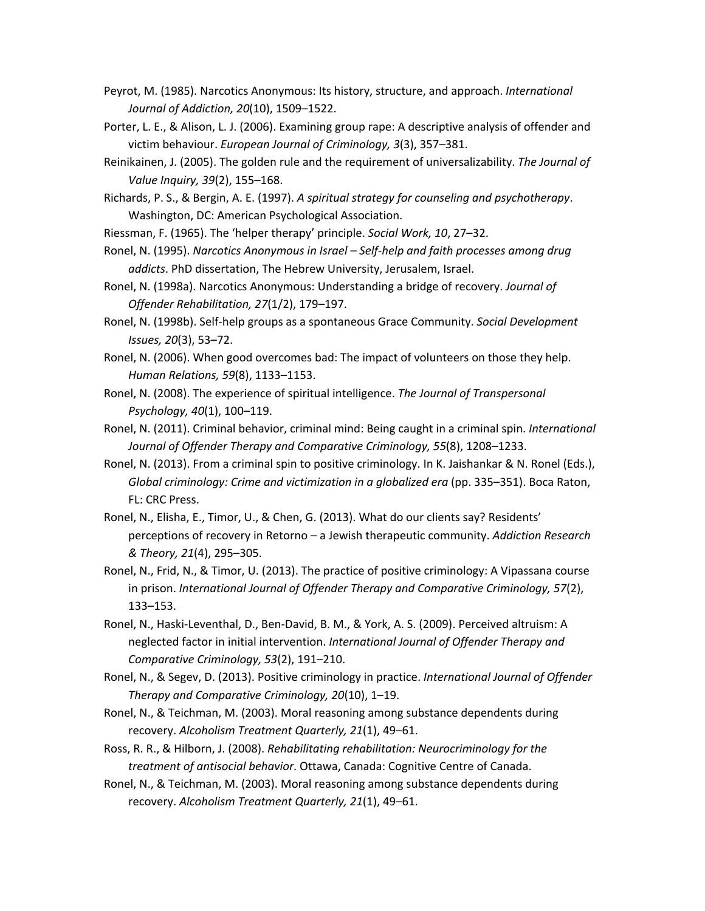Peyrot, M. (1985). Narcotics Anonymous: Its history, structure, and approach. *International Journal of Addiction, 20*(10), 1509–1522.

Porter, L. E., & Alison, L. J. (2006). Examining group rape: A descriptive analysis of offender and victim behaviour. *European Journal of Criminology, 3*(3), 357–381.

Reinikainen, J. (2005). The golden rule and the requirement of universalizability. *The Journal of Value Inquiry, 39*(2), 155–168.

Richards, P. S., & Bergin, A. E. (1997). *A spiritual strategy for counseling and psychotherapy*. Washington, DC: American Psychological Association.

Riessman, F. (1965). The 'helper therapy' principle. *Social Work, 10*, 27–32.

Ronel, N. (1995). *Narcotics Anonymous in Israel – Self-help and faith processes among drug addicts*. PhD dissertation, The Hebrew University, Jerusalem, Israel.

Ronel, N. (1998a). Narcotics Anonymous: Understanding a bridge of recovery. *Journal of Offender Rehabilitation, 27*(1/2), 179–197.

Ronel, N. (1998b). Self-help groups as a spontaneous Grace Community. *Social Development Issues, 20*(3), 53–72.

Ronel, N. (2006). When good overcomes bad: The impact of volunteers on those they help. *Human Relations, 59*(8), 1133–1153.

Ronel, N. (2008). The experience of spiritual intelligence. *The Journal of Transpersonal Psychology, 40*(1), 100–119.

Ronel, N. (2011). Criminal behavior, criminal mind: Being caught in a criminal spin. *International Journal of Offender Therapy and Comparative Criminology, 55*(8), 1208–1233.

Ronel, N. (2013). From a criminal spin to positive criminology. In K. Jaishankar & N. Ronel (Eds.), *Global criminology: Crime and victimization in a globalized era* (pp. 335–351). Boca Raton, FL: CRC Press.

Ronel, N., Elisha, E., Timor, U., & Chen, G. (2013). What do our clients say? Residents' perceptions of recovery in Retorno – a Jewish therapeutic community. *Addiction Research & Theory, 21*(4), 295–305.

Ronel, N., Frid, N., & Timor, U. (2013). The practice of positive criminology: A Vipassana course in prison. *International Journal of Offender Therapy and Comparative Criminology, 57*(2), 133–153.

Ronel, N., Haski-Leventhal, D., Ben-David, B. M., & York, A. S. (2009). Perceived altruism: A neglected factor in initial intervention. *International Journal of Offender Therapy and Comparative Criminology, 53*(2), 191–210.

Ronel, N., & Segev, D. (2013). Positive criminology in practice. *International Journal of Offender Therapy and Comparative Criminology, 20*(10), 1–19.

Ronel, N., & Teichman, M. (2003). Moral reasoning among substance dependents during recovery. *Alcoholism Treatment Quarterly, 21*(1), 49–61.

Ross, R. R., & Hilborn, J. (2008). *Rehabilitating rehabilitation: Neurocriminology for the treatment of antisocial behavior*. Ottawa, Canada: Cognitive Centre of Canada.

Ronel, N., & Teichman, M. (2003). Moral reasoning among substance dependents during recovery. *Alcoholism Treatment Quarterly, 21*(1), 49–61.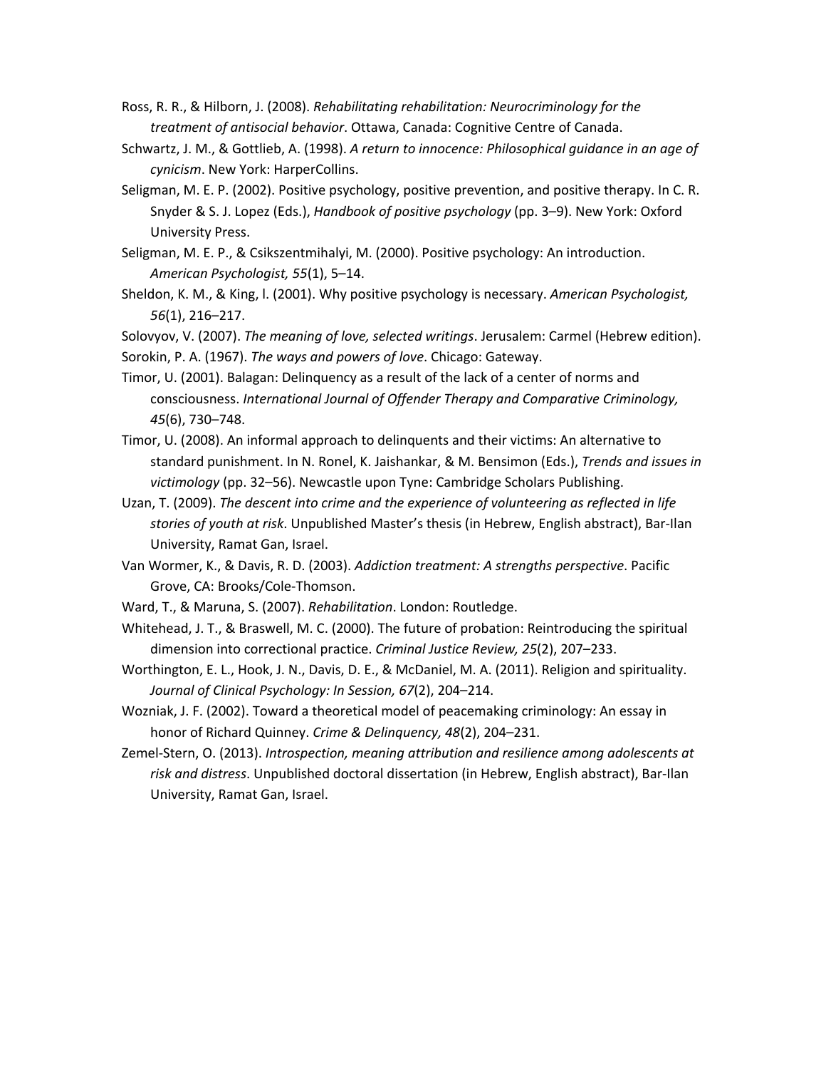Ross, R. R., & Hilborn, J. (2008). *Rehabilitating rehabilitation: Neurocriminology for the treatment of antisocial behavior*. Ottawa, Canada: Cognitive Centre of Canada.

Schwartz, J. M., & Gottlieb, A. (1998). *A return to innocence: Philosophical guidance in an age of cynicism*. New York: HarperCollins.

Seligman, M. E. P. (2002). Positive psychology, positive prevention, and positive therapy. In C. R. Snyder & S. J. Lopez (Eds.), *Handbook of positive psychology* (pp. 3–9). New York: Oxford University Press.

Seligman, M. E. P., & Csikszentmihalyi, M. (2000). Positive psychology: An introduction. *American Psychologist, 55*(1), 5–14.

Sheldon, K. M., & King, l. (2001). Why positive psychology is necessary. *American Psychologist, 56*(1), 216–217.

Solovyov, V. (2007). *The meaning of love, selected writings*. Jerusalem: Carmel (Hebrew edition).

Sorokin, P. A. (1967). *The ways and powers of love*. Chicago: Gateway.

Timor, U. (2001). Balagan: Delinquency as a result of the lack of a center of norms and consciousness. *International Journal of Offender Therapy and Comparative Criminology, 45*(6), 730–748.

Timor, U. (2008). An informal approach to delinquents and their victims: An alternative to standard punishment. In N. Ronel, K. Jaishankar, & M. Bensimon (Eds.), *Trends and issues in victimology* (pp. 32–56). Newcastle upon Tyne: Cambridge Scholars Publishing.

Uzan, T. (2009). *The descent into crime and the experience of volunteering as reflected in life stories of youth at risk*. Unpublished Master's thesis (in Hebrew, English abstract), Bar-Ilan University, Ramat Gan, Israel.

Van Wormer, K., & Davis, R. D. (2003). *Addiction treatment: A strengths perspective*. Pacific Grove, CA: Brooks/Cole-Thomson.

Ward, T., & Maruna, S. (2007). *Rehabilitation*. London: Routledge.

Whitehead, J. T., & Braswell, M. C. (2000). The future of probation: Reintroducing the spiritual dimension into correctional practice. *Criminal Justice Review, 25*(2), 207–233.

Worthington, E. L., Hook, J. N., Davis, D. E., & McDaniel, M. A. (2011). Religion and spirituality. *Journal of Clinical Psychology: In Session, 67*(2), 204–214.

Wozniak, J. F. (2002). Toward a theoretical model of peacemaking criminology: An essay in honor of Richard Quinney. *Crime & Delinquency, 48*(2), 204–231.

Zemel-Stern, O. (2013). *Introspection, meaning attribution and resilience among adolescents at risk and distress*. Unpublished doctoral dissertation (in Hebrew, English abstract), Bar-Ilan University, Ramat Gan, Israel.